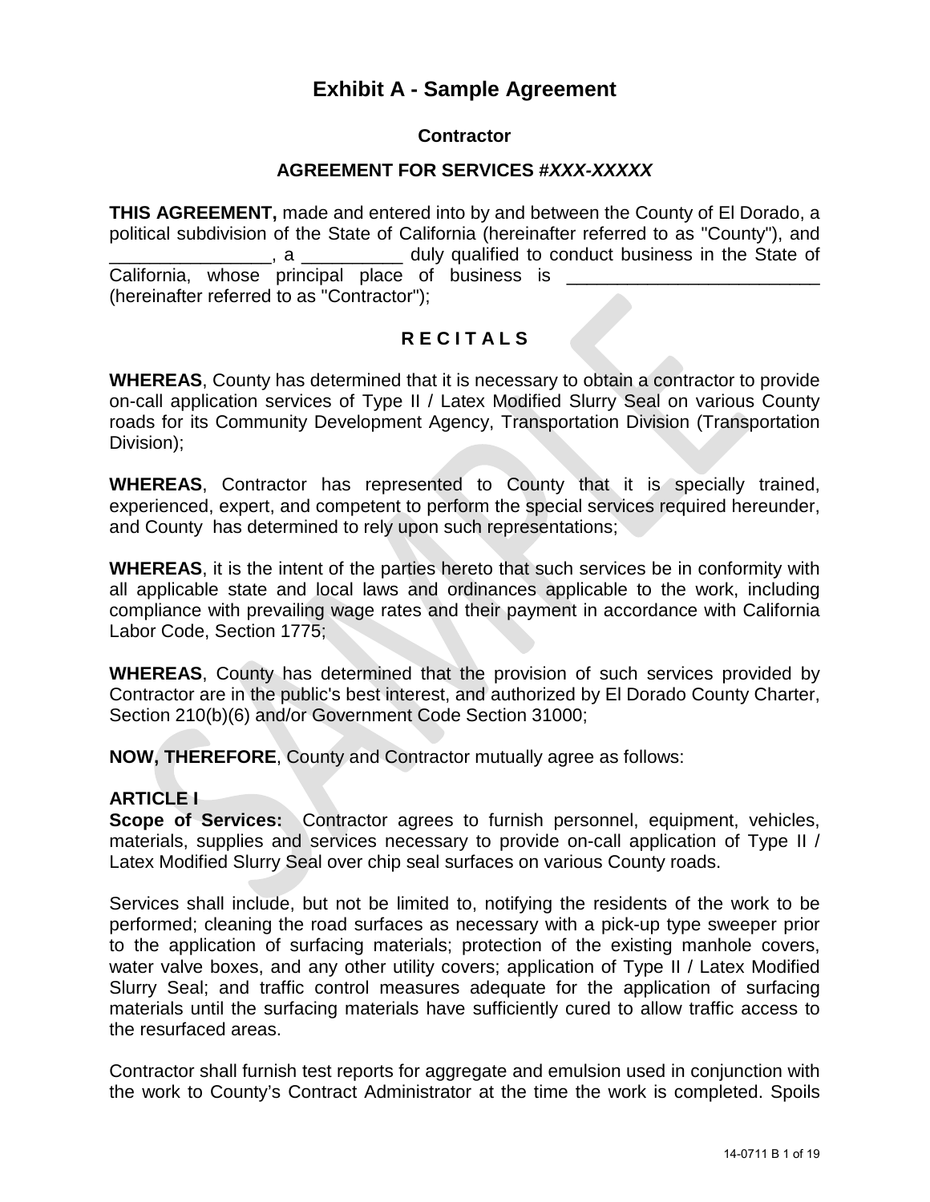# Exhibit A - Sample Agreement

**Contractor**

**AGREEMENT FOR SERVICES #*XXX-XXXXX***

**THIS AGREEMENT,** made and entered into by and between the County of El Dorado, a political subdivision of the State of California (hereinafter referred to as "County"), and ________________, a __________ duly qualified to conduct business in the State of California, whose principal place of business is _________________________ (hereinafter referred to as "Contractor");

**R E C I T A L S**

**WHEREAS**, County has determined that it is necessary to obtain a contractor to provide on-call application services of Type II / Latex Modified Slurry Seal on various County roads for its Community Development Agency, Transportation Division (Transportation Division);

**WHEREAS**, Contractor has represented to County that it is specially trained, experienced, expert, and competent to perform the special services required hereunder, and County has determined to rely upon such representations;

**WHEREAS**, it is the intent of the parties hereto that such services be in conformity with all applicable state and local laws and ordinances applicable to the work, including compliance with prevailing wage rates and their payment in accordance with California Labor Code, Section 1775;

**WHEREAS**, County has determined that the provision of such services provided by Contractor are in the public's best interest, and authorized by El Dorado County Charter, Section 210(b)(6) and/or Government Code Section 31000;

**NOW, THEREFORE**, County and Contractor mutually agree as follows:

**ARTICLE I**

**Scope of Services:** Contractor agrees to furnish personnel, equipment, vehicles, materials, supplies and services necessary to provide on-call application of Type II / Latex Modified Slurry Seal over chip seal surfaces on various County roads.

Services shall include, but not be limited to, notifying the residents of the work to be performed; cleaning the road surfaces as necessary with a pick-up type sweeper prior to the application of surfacing materials; protection of the existing manhole covers, water valve boxes, and any other utility covers; application of Type II / Latex Modified Slurry Seal; and traffic control measures adequate for the application of surfacing materials until the surfacing materials have sufficiently cured to allow traffic access to the resurfaced areas.

Contractor shall furnish test reports for aggregate and emulsion used in conjunction with the work to County's Contract Administrator at the time the work is completed. Spoils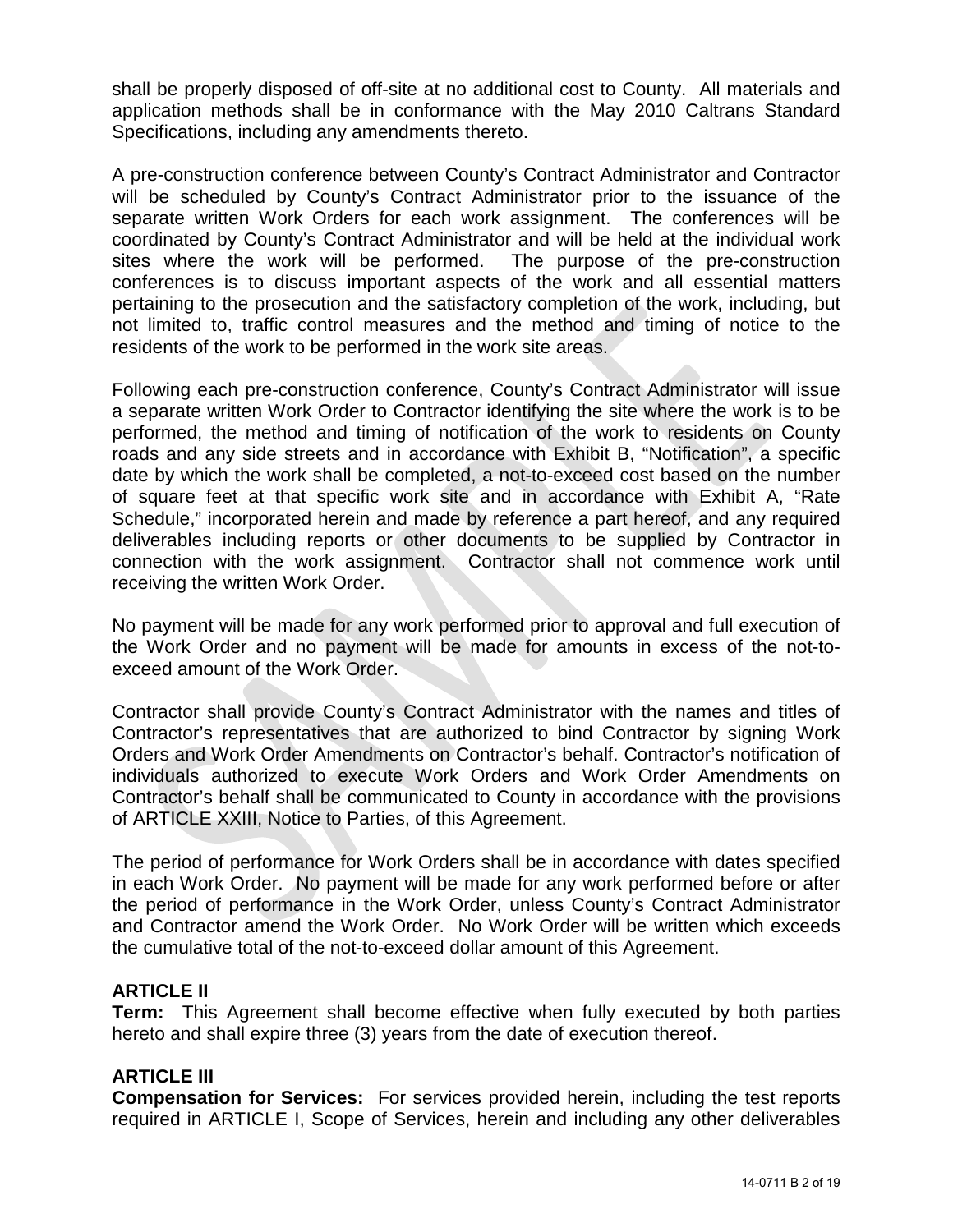shall be properly disposed of off-site at no additional cost to County. All materials and application methods shall be in conformance with the May 2010 Caltrans Standard Specifications, including any amendments thereto.

A pre-construction conference between County's Contract Administrator and Contractor will be scheduled by County's Contract Administrator prior to the issuance of the separate written Work Orders for each work assignment. The conferences will be coordinated by County's Contract Administrator and will be held at the individual work sites where the work will be performed. The purpose of the pre-construction conferences is to discuss important aspects of the work and all essential matters pertaining to the prosecution and the satisfactory completion of the work, including, but not limited to, traffic control measures and the method and timing of notice to the residents of the work to be performed in the work site areas.

Following each pre-construction conference, County's Contract Administrator will issue a separate written Work Order to Contractor identifying the site where the work is to be performed, the method and timing of notification of the work to residents on County roads and any side streets and in accordance with Exhibit B, "Notification", a specific date by which the work shall be completed, a not-to-exceed cost based on the number of square feet at that specific work site and in accordance with Exhibit A, "Rate Schedule," incorporated herein and made by reference a part hereof, and any required deliverables including reports or other documents to be supplied by Contractor in connection with the work assignment. Contractor shall not commence work until receiving the written Work Order.

No payment will be made for any work performed prior to approval and full execution of the Work Order and no payment will be made for amounts in excess of the not-to-exceed amount of the Work Order.

Contractor shall provide County's Contract Administrator with the names and titles of Contractor's representatives that are authorized to bind Contractor by signing Work Orders and Work Order Amendments on Contractor's behalf. Contractor's notification of individuals authorized to execute Work Orders and Work Order Amendments on Contractor's behalf shall be communicated to County in accordance with the provisions of ARTICLE XXIII, Notice to Parties, of this Agreement.

The period of performance for Work Orders shall be in accordance with dates specified in each Work Order. No payment will be made for any work performed before or after the period of performance in the Work Order, unless County's Contract Administrator and Contractor amend the Work Order. No Work Order will be written which exceeds the cumulative total of the not-to-exceed dollar amount of this Agreement.

**ARTICLE II**

**Term:** This Agreement shall become effective when fully executed by both parties hereto and shall expire three (3) years from the date of execution thereof.

**ARTICLE III**

**Compensation for Services:** For services provided herein, including the test reports required in ARTICLE I, Scope of Services, herein and including any other deliverables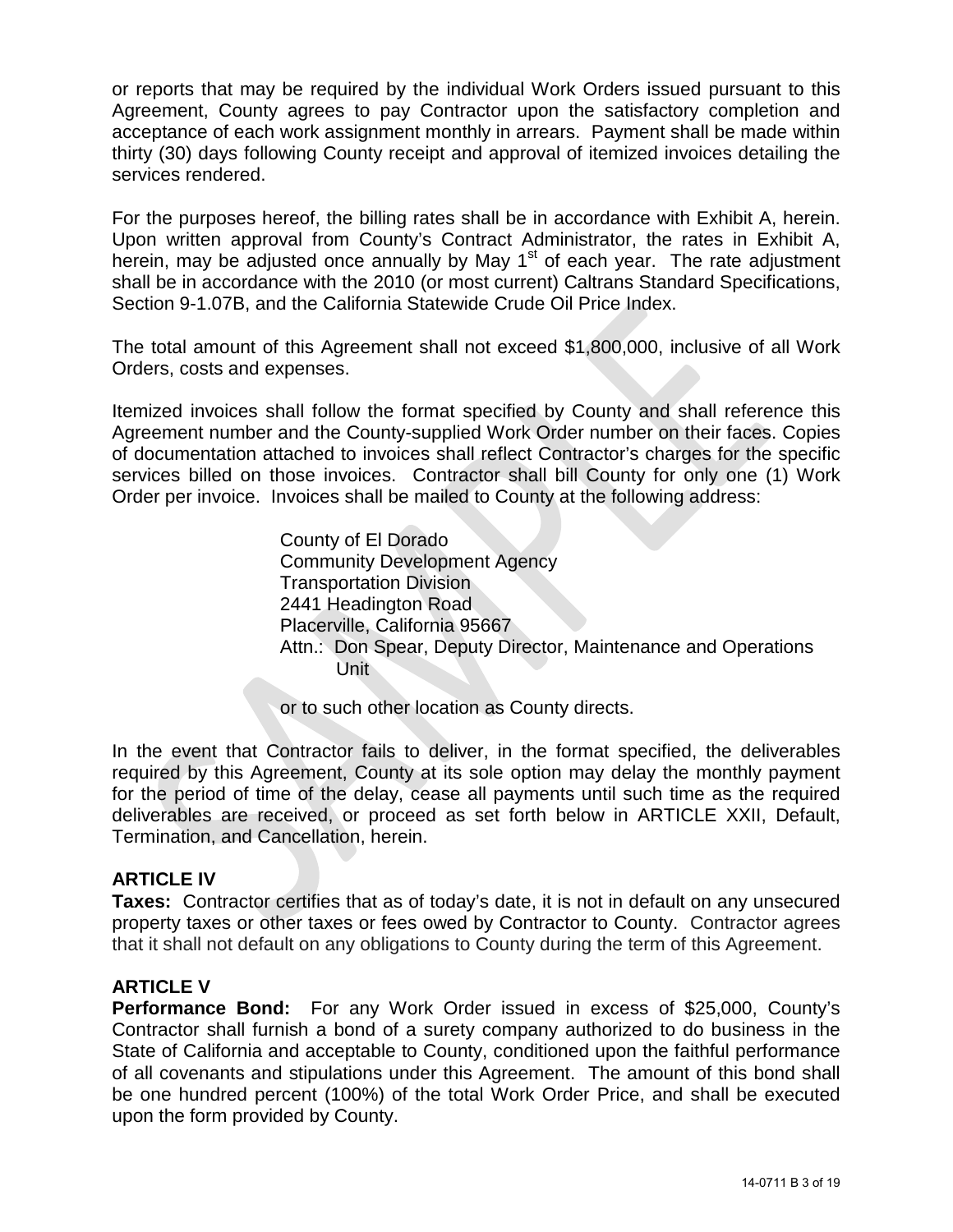or reports that may be required by the individual Work Orders issued pursuant to this Agreement, County agrees to pay Contractor upon the satisfactory completion and acceptance of each work assignment monthly in arrears. Payment shall be made within thirty (30) days following County receipt and approval of itemized invoices detailing the services rendered.

For the purposes hereof, the billing rates shall be in accordance with Exhibit A, herein. Upon written approval from County's Contract Administrator, the rates in Exhibit A, herein, may be adjusted once annually by May 1st of each year. The rate adjustment shall be in accordance with the 2010 (or most current) Caltrans Standard Specifications, Section 9-1.07B, and the California Statewide Crude Oil Price Index.

The total amount of this Agreement shall not exceed $1,800,000, inclusive of all Work Orders, costs and expenses.

Itemized invoices shall follow the format specified by County and shall reference this Agreement number and the County-supplied Work Order number on their faces. Copies of documentation attached to invoices shall reflect Contractor's charges for the specific services billed on those invoices. Contractor shall bill County for only one (1) Work Order per invoice. Invoices shall be mailed to County at the following address:

> County of El Dorado
> Community Development Agency
> Transportation Division
> 2441 Headington Road
> Placerville, California 95667
> Attn.: Don Spear, Deputy Director, Maintenance and Operations Unit
>
> or to such other location as County directs.

In the event that Contractor fails to deliver, in the format specified, the deliverables required by this Agreement, County at its sole option may delay the monthly payment for the period of time of the delay, cease all payments until such time as the required deliverables are received, or proceed as set forth below in ARTICLE XXII, Default, Termination, and Cancellation, herein.

## ARTICLE IV

**Taxes:** Contractor certifies that as of today's date, it is not in default on any unsecured property taxes or other taxes or fees owed by Contractor to County. Contractor agrees that it shall not default on any obligations to County during the term of this Agreement.

## ARTICLE V

**Performance Bond:** For any Work Order issued in excess of $25,000, County's Contractor shall furnish a bond of a surety company authorized to do business in the State of California and acceptable to County, conditioned upon the faithful performance of all covenants and stipulations under this Agreement. The amount of this bond shall be one hundred percent (100%) of the total Work Order Price, and shall be executed upon the form provided by County.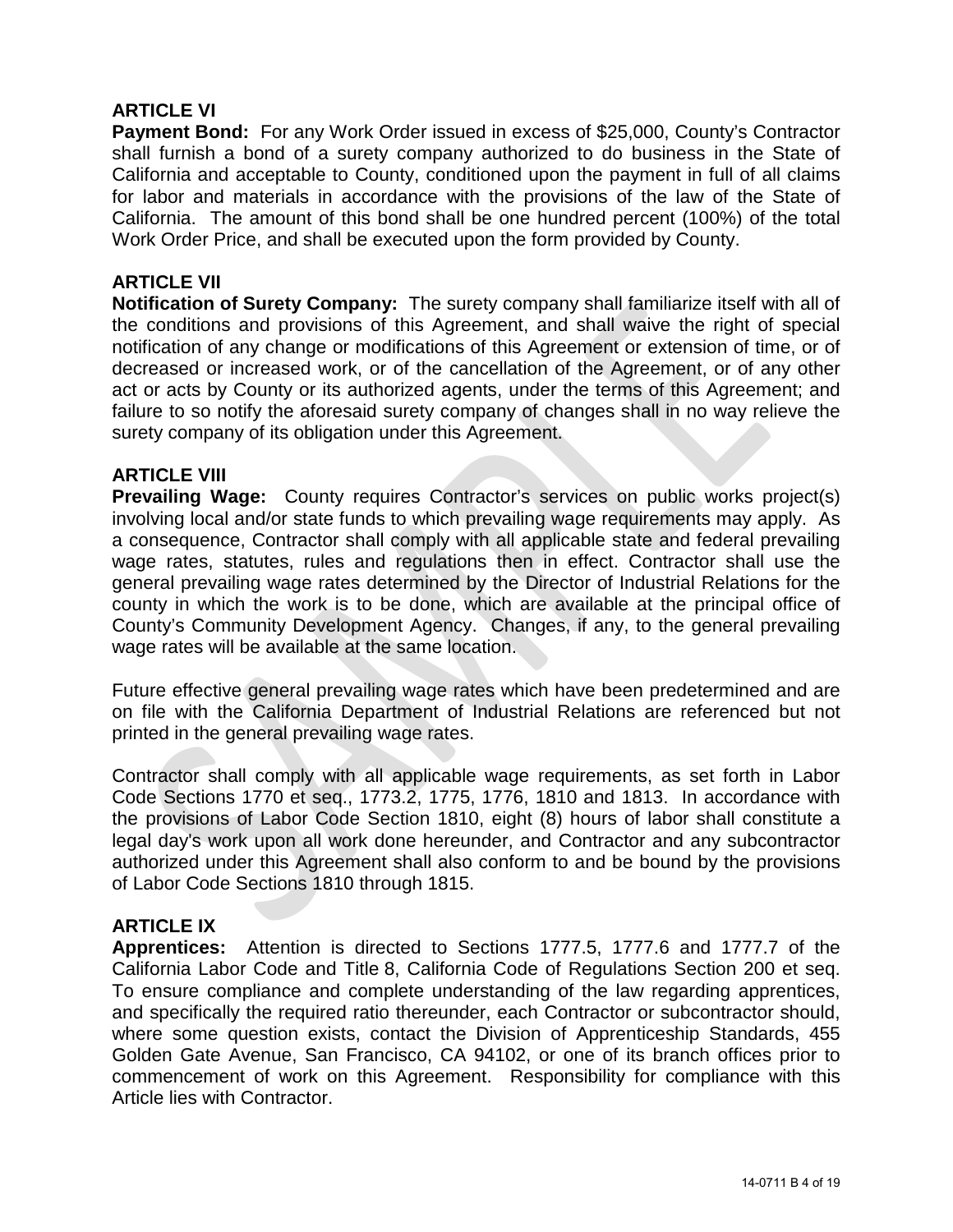## ARTICLE VI

**Payment Bond:** For any Work Order issued in excess of $25,000, County's Contractor shall furnish a bond of a surety company authorized to do business in the State of California and acceptable to County, conditioned upon the payment in full of all claims for labor and materials in accordance with the provisions of the law of the State of California. The amount of this bond shall be one hundred percent (100%) of the total Work Order Price, and shall be executed upon the form provided by County.

## ARTICLE VII

**Notification of Surety Company:** The surety company shall familiarize itself with all of the conditions and provisions of this Agreement, and shall waive the right of special notification of any change or modifications of this Agreement or extension of time, or of decreased or increased work, or of the cancellation of the Agreement, or of any other act or acts by County or its authorized agents, under the terms of this Agreement; and failure to so notify the aforesaid surety company of changes shall in no way relieve the surety company of its obligation under this Agreement.

## ARTICLE VIII

**Prevailing Wage:** County requires Contractor's services on public works project(s) involving local and/or state funds to which prevailing wage requirements may apply. As a consequence, Contractor shall comply with all applicable state and federal prevailing wage rates, statutes, rules and regulations then in effect. Contractor shall use the general prevailing wage rates determined by the Director of Industrial Relations for the county in which the work is to be done, which are available at the principal office of County's Community Development Agency. Changes, if any, to the general prevailing wage rates will be available at the same location.

Future effective general prevailing wage rates which have been predetermined and are on file with the California Department of Industrial Relations are referenced but not printed in the general prevailing wage rates.

Contractor shall comply with all applicable wage requirements, as set forth in Labor Code Sections 1770 et seq., 1773.2, 1775, 1776, 1810 and 1813. In accordance with the provisions of Labor Code Section 1810, eight (8) hours of labor shall constitute a legal day's work upon all work done hereunder, and Contractor and any subcontractor authorized under this Agreement shall also conform to and be bound by the provisions of Labor Code Sections 1810 through 1815.

## ARTICLE IX

**Apprentices:** Attention is directed to Sections 1777.5, 1777.6 and 1777.7 of the California Labor Code and Title 8, California Code of Regulations Section 200 et seq. To ensure compliance and complete understanding of the law regarding apprentices, and specifically the required ratio thereunder, each Contractor or subcontractor should, where some question exists, contact the Division of Apprenticeship Standards, 455 Golden Gate Avenue, San Francisco, CA 94102, or one of its branch offices prior to commencement of work on this Agreement. Responsibility for compliance with this Article lies with Contractor.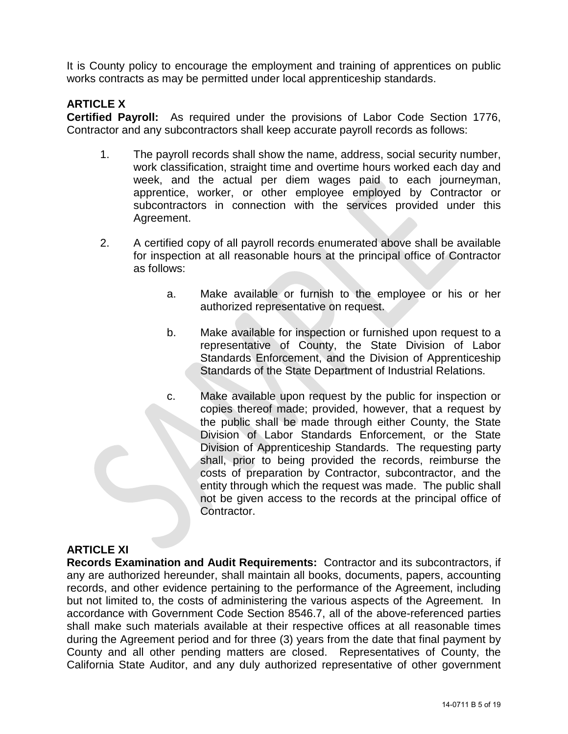It is County policy to encourage the employment and training of apprentices on public works contracts as may be permitted under local apprenticeship standards.

**ARTICLE X**

**Certified Payroll:** As required under the provisions of Labor Code Section 1776, Contractor and any subcontractors shall keep accurate payroll records as follows:

1. The payroll records shall show the name, address, social security number, work classification, straight time and overtime hours worked each day and week, and the actual per diem wages paid to each journeyman, apprentice, worker, or other employee employed by Contractor or subcontractors in connection with the services provided under this Agreement.

2. A certified copy of all payroll records enumerated above shall be available for inspection at all reasonable hours at the principal office of Contractor as follows:

   a. Make available or furnish to the employee or his or her authorized representative on request.

   b. Make available for inspection or furnished upon request to a representative of County, the State Division of Labor Standards Enforcement, and the Division of Apprenticeship Standards of the State Department of Industrial Relations.

   c. Make available upon request by the public for inspection or copies thereof made; provided, however, that a request by the public shall be made through either County, the State Division of Labor Standards Enforcement, or the State Division of Apprenticeship Standards. The requesting party shall, prior to being provided the records, reimburse the costs of preparation by Contractor, subcontractor, and the entity through which the request was made. The public shall not be given access to the records at the principal office of Contractor.

**ARTICLE XI**

**Records Examination and Audit Requirements:** Contractor and its subcontractors, if any are authorized hereunder, shall maintain all books, documents, papers, accounting records, and other evidence pertaining to the performance of the Agreement, including but not limited to, the costs of administering the various aspects of the Agreement. In accordance with Government Code Section 8546.7, all of the above-referenced parties shall make such materials available at their respective offices at all reasonable times during the Agreement period and for three (3) years from the date that final payment by County and all other pending matters are closed. Representatives of County, the California State Auditor, and any duly authorized representative of other government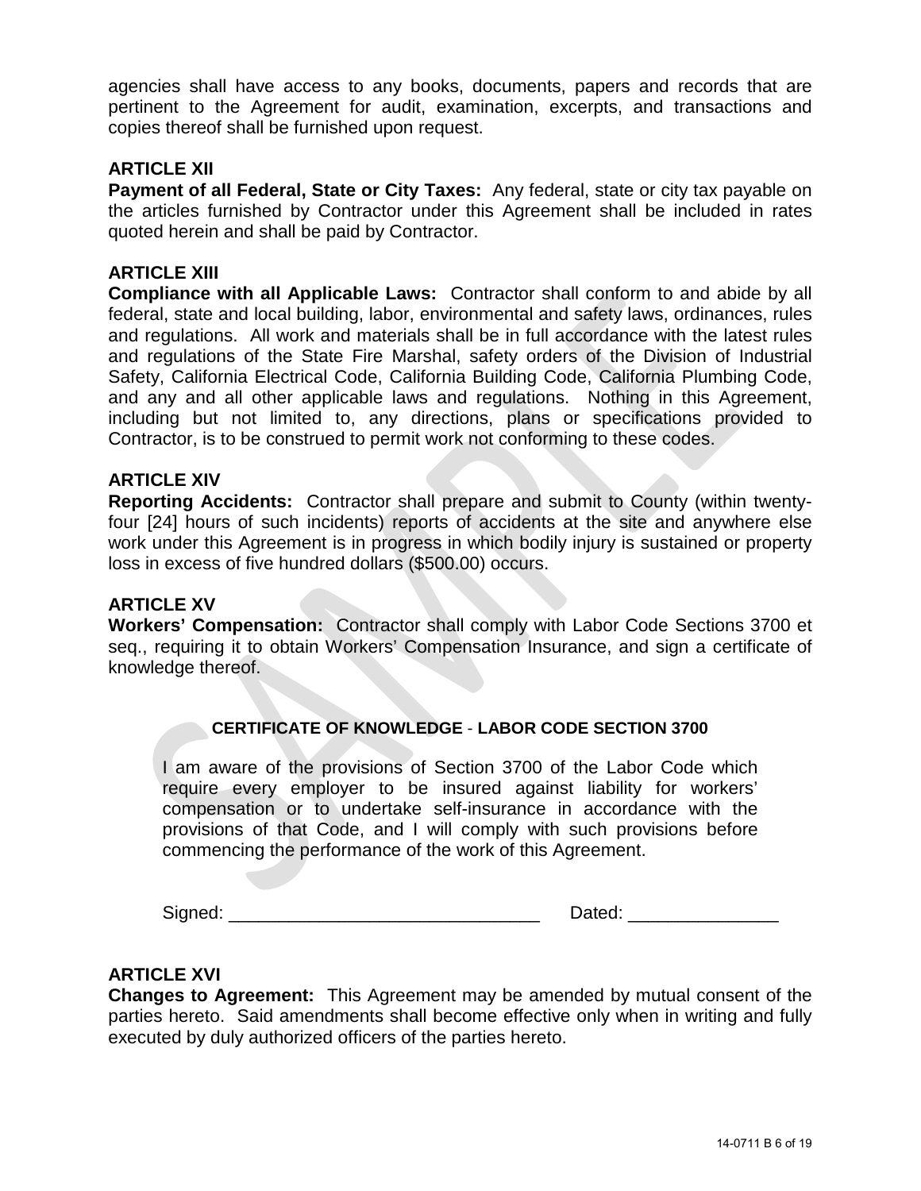agencies shall have access to any books, documents, papers and records that are pertinent to the Agreement for audit, examination, excerpts, and transactions and copies thereof shall be furnished upon request.

### ARTICLE XII

**Payment of all Federal, State or City Taxes:** Any federal, state or city tax payable on the articles furnished by Contractor under this Agreement shall be included in rates quoted herein and shall be paid by Contractor.

### ARTICLE XIII

**Compliance with all Applicable Laws:** Contractor shall conform to and abide by all federal, state and local building, labor, environmental and safety laws, ordinances, rules and regulations. All work and materials shall be in full accordance with the latest rules and regulations of the State Fire Marshal, safety orders of the Division of Industrial Safety, California Electrical Code, California Building Code, California Plumbing Code, and any and all other applicable laws and regulations. Nothing in this Agreement, including but not limited to, any directions, plans or specifications provided to Contractor, is to be construed to permit work not conforming to these codes.

### ARTICLE XIV

**Reporting Accidents:** Contractor shall prepare and submit to County (within twenty-four [24] hours of such incidents) reports of accidents at the site and anywhere else work under this Agreement is in progress in which bodily injury is sustained or property loss in excess of five hundred dollars ($500.00) occurs.

### ARTICLE XV

**Workers' Compensation:** Contractor shall comply with Labor Code Sections 3700 et seq., requiring it to obtain Workers' Compensation Insurance, and sign a certificate of knowledge thereof.

**CERTIFICATE OF KNOWLEDGE - LABOR CODE SECTION 3700**

I am aware of the provisions of Section 3700 of the Labor Code which require every employer to be insured against liability for workers' compensation or to undertake self-insurance in accordance with the provisions of that Code, and I will comply with such provisions before commencing the performance of the work of this Agreement.

Signed: _______________________________ Dated: _______________

### ARTICLE XVI

**Changes to Agreement:** This Agreement may be amended by mutual consent of the parties hereto. Said amendments shall become effective only when in writing and fully executed by duly authorized officers of the parties hereto.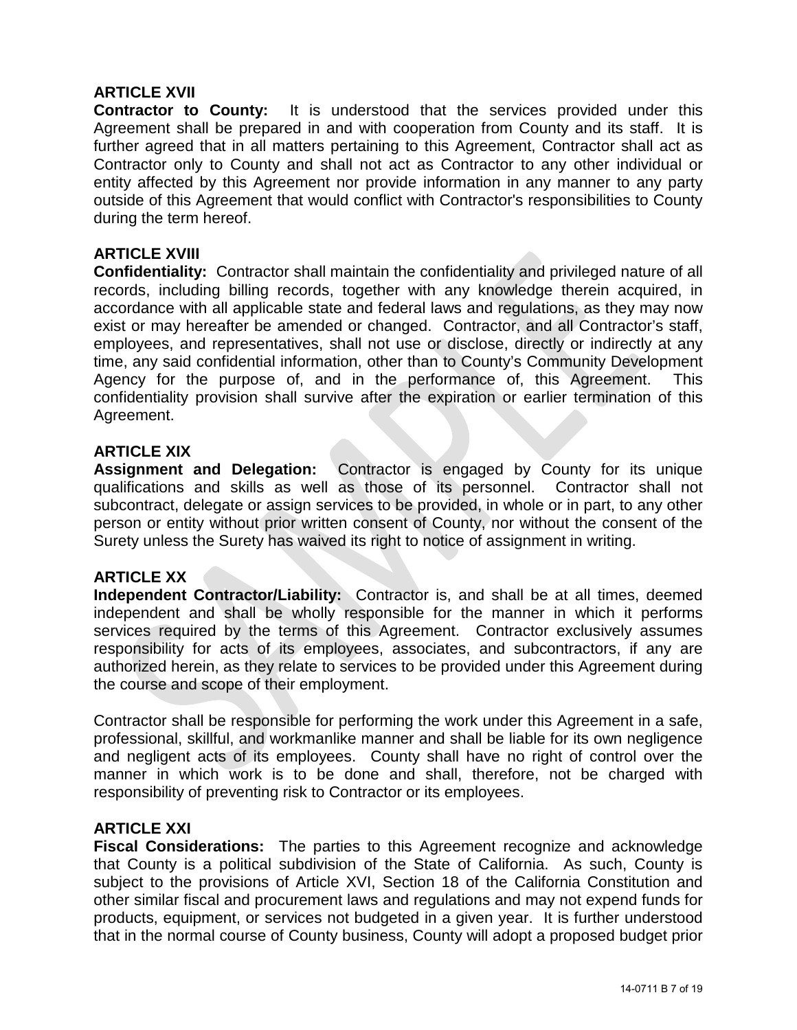**ARTICLE XVII**
**Contractor to County:** It is understood that the services provided under this Agreement shall be prepared in and with cooperation from County and its staff. It is further agreed that in all matters pertaining to this Agreement, Contractor shall act as Contractor only to County and shall not act as Contractor to any other individual or entity affected by this Agreement nor provide information in any manner to any party outside of this Agreement that would conflict with Contractor's responsibilities to County during the term hereof.

**ARTICLE XVIII**
**Confidentiality:** Contractor shall maintain the confidentiality and privileged nature of all records, including billing records, together with any knowledge therein acquired, in accordance with all applicable state and federal laws and regulations, as they may now exist or may hereafter be amended or changed. Contractor, and all Contractor's staff, employees, and representatives, shall not use or disclose, directly or indirectly at any time, any said confidential information, other than to County's Community Development Agency for the purpose of, and in the performance of, this Agreement. This confidentiality provision shall survive after the expiration or earlier termination of this Agreement.

**ARTICLE XIX**
**Assignment and Delegation:** Contractor is engaged by County for its unique qualifications and skills as well as those of its personnel. Contractor shall not subcontract, delegate or assign services to be provided, in whole or in part, to any other person or entity without prior written consent of County, nor without the consent of the Surety unless the Surety has waived its right to notice of assignment in writing.

**ARTICLE XX**
**Independent Contractor/Liability:** Contractor is, and shall be at all times, deemed independent and shall be wholly responsible for the manner in which it performs services required by the terms of this Agreement. Contractor exclusively assumes responsibility for acts of its employees, associates, and subcontractors, if any are authorized herein, as they relate to services to be provided under this Agreement during the course and scope of their employment.

Contractor shall be responsible for performing the work under this Agreement in a safe, professional, skillful, and workmanlike manner and shall be liable for its own negligence and negligent acts of its employees. County shall have no right of control over the manner in which work is to be done and shall, therefore, not be charged with responsibility of preventing risk to Contractor or its employees.

**ARTICLE XXI**
**Fiscal Considerations:** The parties to this Agreement recognize and acknowledge that County is a political subdivision of the State of California. As such, County is subject to the provisions of Article XVI, Section 18 of the California Constitution and other similar fiscal and procurement laws and regulations and may not expend funds for products, equipment, or services not budgeted in a given year. It is further understood that in the normal course of County business, County will adopt a proposed budget prior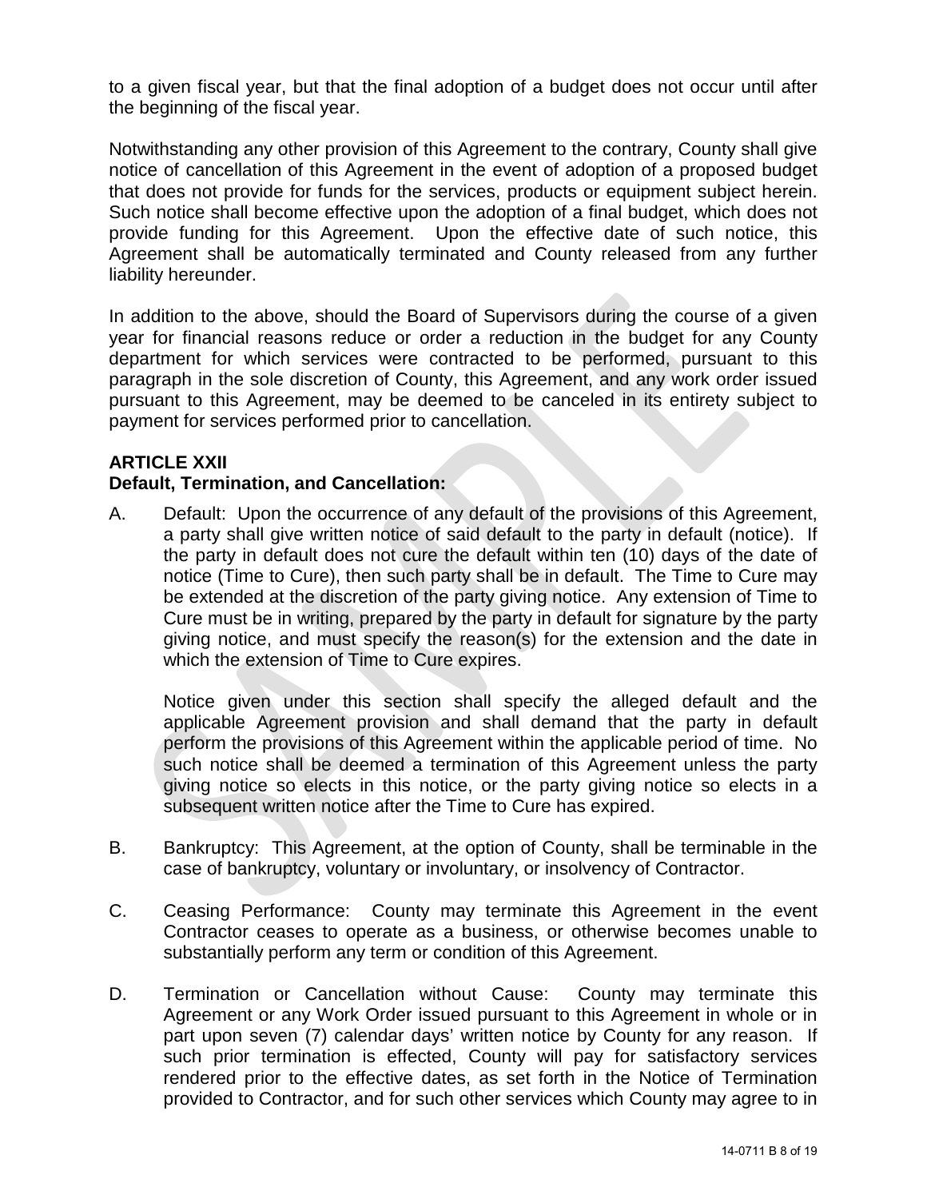to a given fiscal year, but that the final adoption of a budget does not occur until after the beginning of the fiscal year.

Notwithstanding any other provision of this Agreement to the contrary, County shall give notice of cancellation of this Agreement in the event of adoption of a proposed budget that does not provide for funds for the services, products or equipment subject herein. Such notice shall become effective upon the adoption of a final budget, which does not provide funding for this Agreement. Upon the effective date of such notice, this Agreement shall be automatically terminated and County released from any further liability hereunder.

In addition to the above, should the Board of Supervisors during the course of a given year for financial reasons reduce or order a reduction in the budget for any County department for which services were contracted to be performed, pursuant to this paragraph in the sole discretion of County, this Agreement, and any work order issued pursuant to this Agreement, may be deemed to be canceled in its entirety subject to payment for services performed prior to cancellation.

**ARTICLE XXII**
**Default, Termination, and Cancellation:**

A. Default: Upon the occurrence of any default of the provisions of this Agreement, a party shall give written notice of said default to the party in default (notice). If the party in default does not cure the default within ten (10) days of the date of notice (Time to Cure), then such party shall be in default. The Time to Cure may be extended at the discretion of the party giving notice. Any extension of Time to Cure must be in writing, prepared by the party in default for signature by the party giving notice, and must specify the reason(s) for the extension and the date in which the extension of Time to Cure expires.

   Notice given under this section shall specify the alleged default and the applicable Agreement provision and shall demand that the party in default perform the provisions of this Agreement within the applicable period of time. No such notice shall be deemed a termination of this Agreement unless the party giving notice so elects in this notice, or the party giving notice so elects in a subsequent written notice after the Time to Cure has expired.

B. Bankruptcy: This Agreement, at the option of County, shall be terminable in the case of bankruptcy, voluntary or involuntary, or insolvency of Contractor.

C. Ceasing Performance: County may terminate this Agreement in the event Contractor ceases to operate as a business, or otherwise becomes unable to substantially perform any term or condition of this Agreement.

D. Termination or Cancellation without Cause: County may terminate this Agreement or any Work Order issued pursuant to this Agreement in whole or in part upon seven (7) calendar days' written notice by County for any reason. If such prior termination is effected, County will pay for satisfactory services rendered prior to the effective dates, as set forth in the Notice of Termination provided to Contractor, and for such other services which County may agree to in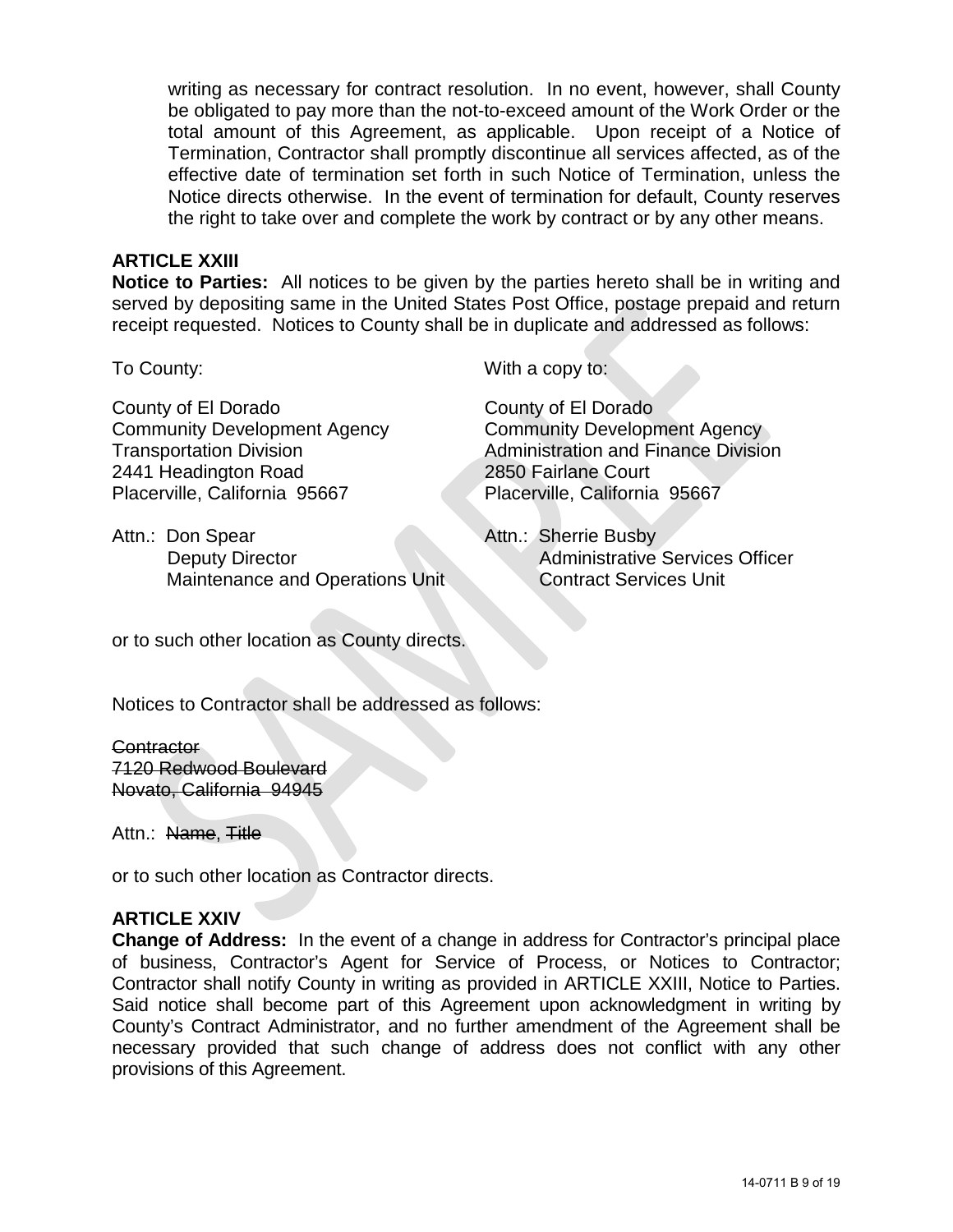writing as necessary for contract resolution. In no event, however, shall County be obligated to pay more than the not-to-exceed amount of the Work Order or the total amount of this Agreement, as applicable. Upon receipt of a Notice of Termination, Contractor shall promptly discontinue all services affected, as of the effective date of termination set forth in such Notice of Termination, unless the Notice directs otherwise. In the event of termination for default, County reserves the right to take over and complete the work by contract or by any other means.

**ARTICLE XXIII**

**Notice to Parties:** All notices to be given by the parties hereto shall be in writing and served by depositing same in the United States Post Office, postage prepaid and return receipt requested. Notices to County shall be in duplicate and addressed as follows:

To County:

County of El Dorado
Community Development Agency
Transportation Division
2441 Headington Road
Placerville, California 95667

Attn.: Don Spear
Deputy Director
Maintenance and Operations Unit

With a copy to:

County of El Dorado
Community Development Agency
Administration and Finance Division
2850 Fairlane Court
Placerville, California 95667

Attn.: Sherrie Busby
Administrative Services Officer
Contract Services Unit

or to such other location as County directs.

Notices to Contractor shall be addressed as follows:

~~Contractor~~
~~7120 Redwood Boulevard~~
~~Novato, California 94945~~

Attn.: ~~Name~~, ~~Title~~

or to such other location as Contractor directs.

**ARTICLE XXIV**

**Change of Address:** In the event of a change in address for Contractor's principal place of business, Contractor's Agent for Service of Process, or Notices to Contractor; Contractor shall notify County in writing as provided in ARTICLE XXIII, Notice to Parties. Said notice shall become part of this Agreement upon acknowledgment in writing by County's Contract Administrator, and no further amendment of the Agreement shall be necessary provided that such change of address does not conflict with any other provisions of this Agreement.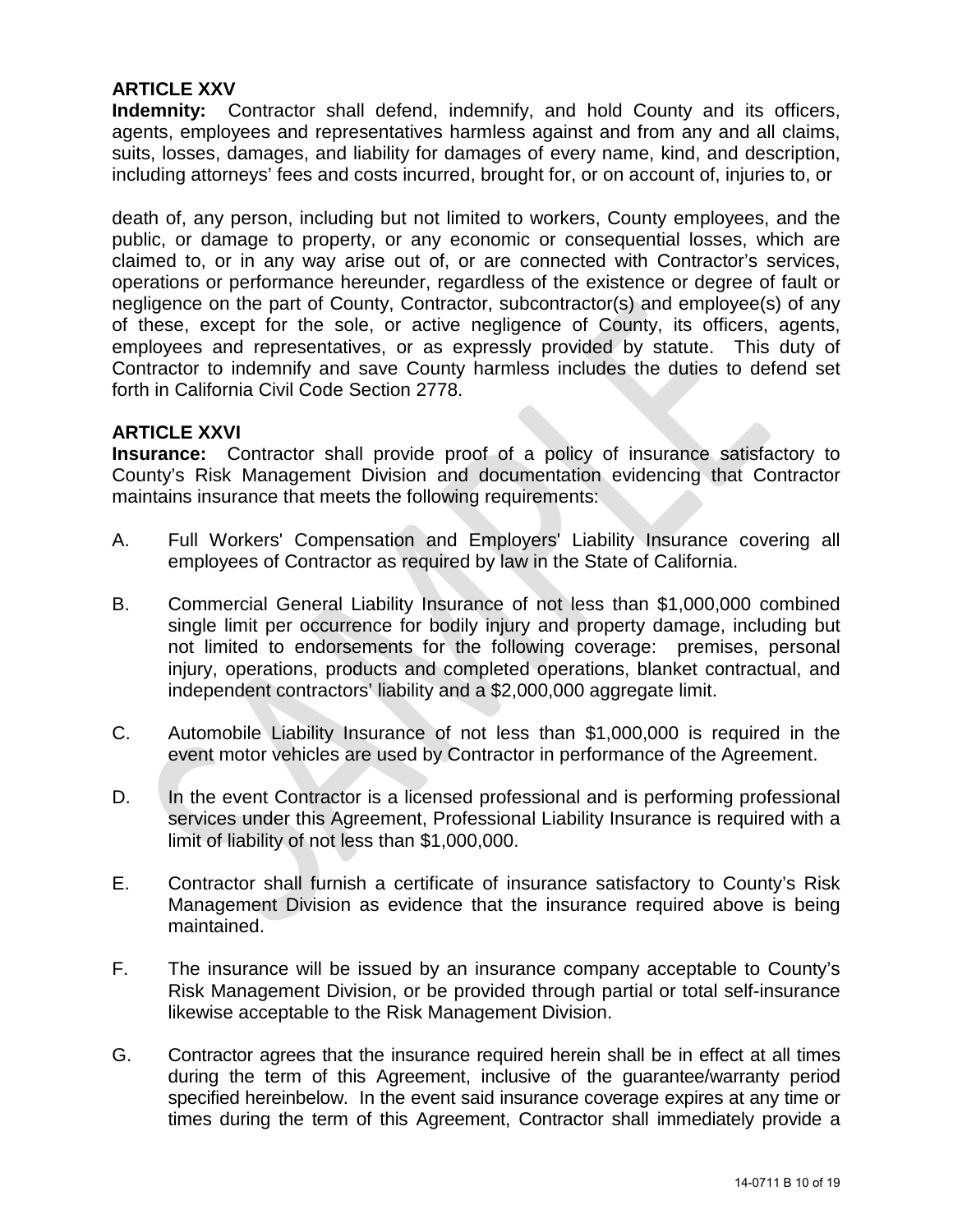**ARTICLE XXV**

**Indemnity:** Contractor shall defend, indemnify, and hold County and its officers, agents, employees and representatives harmless against and from any and all claims, suits, losses, damages, and liability for damages of every name, kind, and description, including attorneys' fees and costs incurred, brought for, or on account of, injuries to, or death of, any person, including but not limited to workers, County employees, and the public, or damage to property, or any economic or consequential losses, which are claimed to, or in any way arise out of, or are connected with Contractor's services, operations or performance hereunder, regardless of the existence or degree of fault or negligence on the part of County, Contractor, subcontractor(s) and employee(s) of any of these, except for the sole, or active negligence of County, its officers, agents, employees and representatives, or as expressly provided by statute. This duty of Contractor to indemnify and save County harmless includes the duties to defend set forth in California Civil Code Section 2778.

**ARTICLE XXVI**

**Insurance:** Contractor shall provide proof of a policy of insurance satisfactory to County's Risk Management Division and documentation evidencing that Contractor maintains insurance that meets the following requirements:

A. Full Workers' Compensation and Employers' Liability Insurance covering all employees of Contractor as required by law in the State of California.

B. Commercial General Liability Insurance of not less than $1,000,000 combined single limit per occurrence for bodily injury and property damage, including but not limited to endorsements for the following coverage: premises, personal injury, operations, products and completed operations, blanket contractual, and independent contractors' liability and a $2,000,000 aggregate limit.

C. Automobile Liability Insurance of not less than $1,000,000 is required in the event motor vehicles are used by Contractor in performance of the Agreement.

D. In the event Contractor is a licensed professional and is performing professional services under this Agreement, Professional Liability Insurance is required with a limit of liability of not less than $1,000,000.

E. Contractor shall furnish a certificate of insurance satisfactory to County's Risk Management Division as evidence that the insurance required above is being maintained.

F. The insurance will be issued by an insurance company acceptable to County's Risk Management Division, or be provided through partial or total self-insurance likewise acceptable to the Risk Management Division.

G. Contractor agrees that the insurance required herein shall be in effect at all times during the term of this Agreement, inclusive of the guarantee/warranty period specified hereinbelow. In the event said insurance coverage expires at any time or times during the term of this Agreement, Contractor shall immediately provide a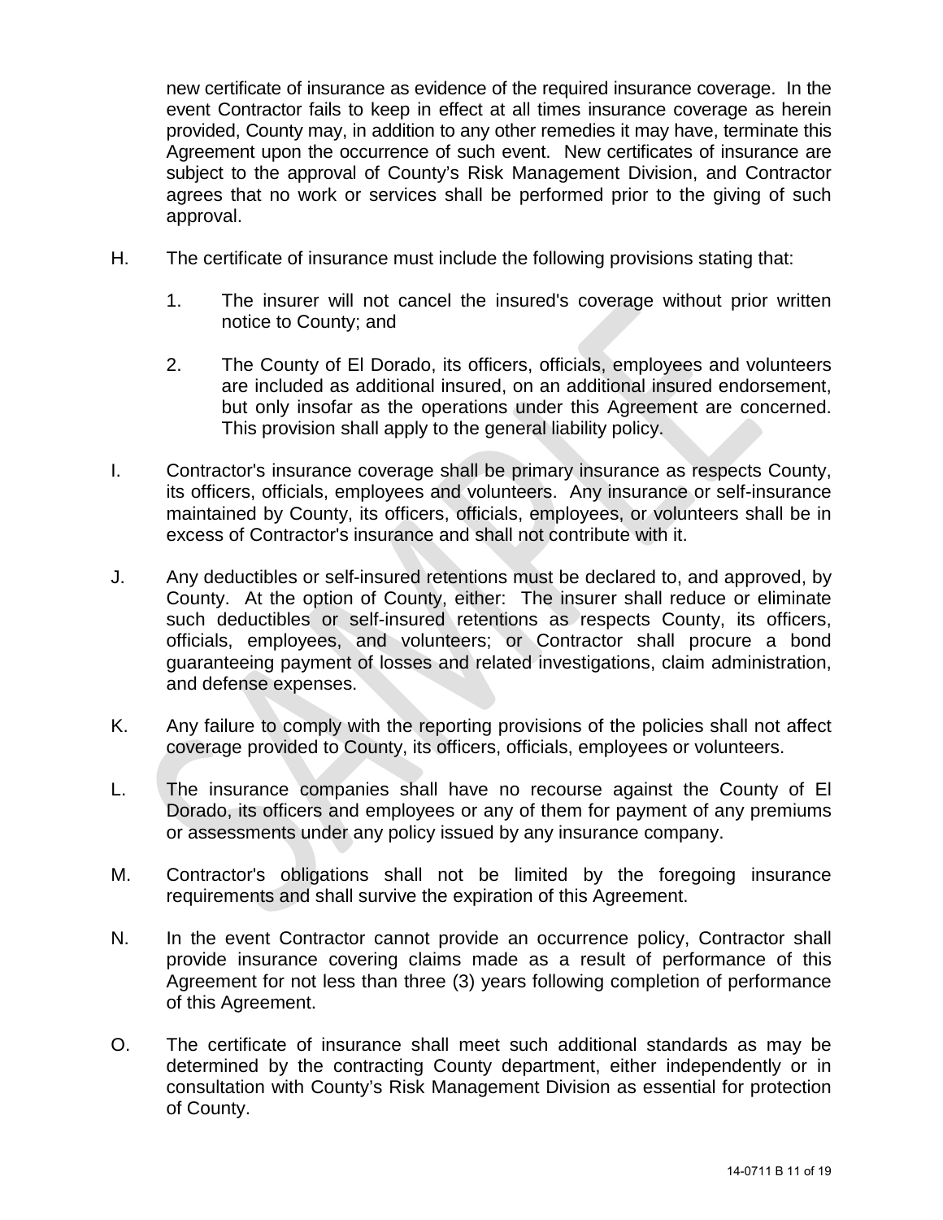new certificate of insurance as evidence of the required insurance coverage. In the event Contractor fails to keep in effect at all times insurance coverage as herein provided, County may, in addition to any other remedies it may have, terminate this Agreement upon the occurrence of such event. New certificates of insurance are subject to the approval of County's Risk Management Division, and Contractor agrees that no work or services shall be performed prior to the giving of such approval.

H. The certificate of insurance must include the following provisions stating that:

1. The insurer will not cancel the insured's coverage without prior written notice to County; and

2. The County of El Dorado, its officers, officials, employees and volunteers are included as additional insured, on an additional insured endorsement, but only insofar as the operations under this Agreement are concerned. This provision shall apply to the general liability policy.

I. Contractor's insurance coverage shall be primary insurance as respects County, its officers, officials, employees and volunteers. Any insurance or self-insurance maintained by County, its officers, officials, employees, or volunteers shall be in excess of Contractor's insurance and shall not contribute with it.

J. Any deductibles or self-insured retentions must be declared to, and approved, by County. At the option of County, either: The insurer shall reduce or eliminate such deductibles or self-insured retentions as respects County, its officers, officials, employees, and volunteers; or Contractor shall procure a bond guaranteeing payment of losses and related investigations, claim administration, and defense expenses.

K. Any failure to comply with the reporting provisions of the policies shall not affect coverage provided to County, its officers, officials, employees or volunteers.

L. The insurance companies shall have no recourse against the County of El Dorado, its officers and employees or any of them for payment of any premiums or assessments under any policy issued by any insurance company.

M. Contractor's obligations shall not be limited by the foregoing insurance requirements and shall survive the expiration of this Agreement.

N. In the event Contractor cannot provide an occurrence policy, Contractor shall provide insurance covering claims made as a result of performance of this Agreement for not less than three (3) years following completion of performance of this Agreement.

O. The certificate of insurance shall meet such additional standards as may be determined by the contracting County department, either independently or in consultation with County's Risk Management Division as essential for protection of County.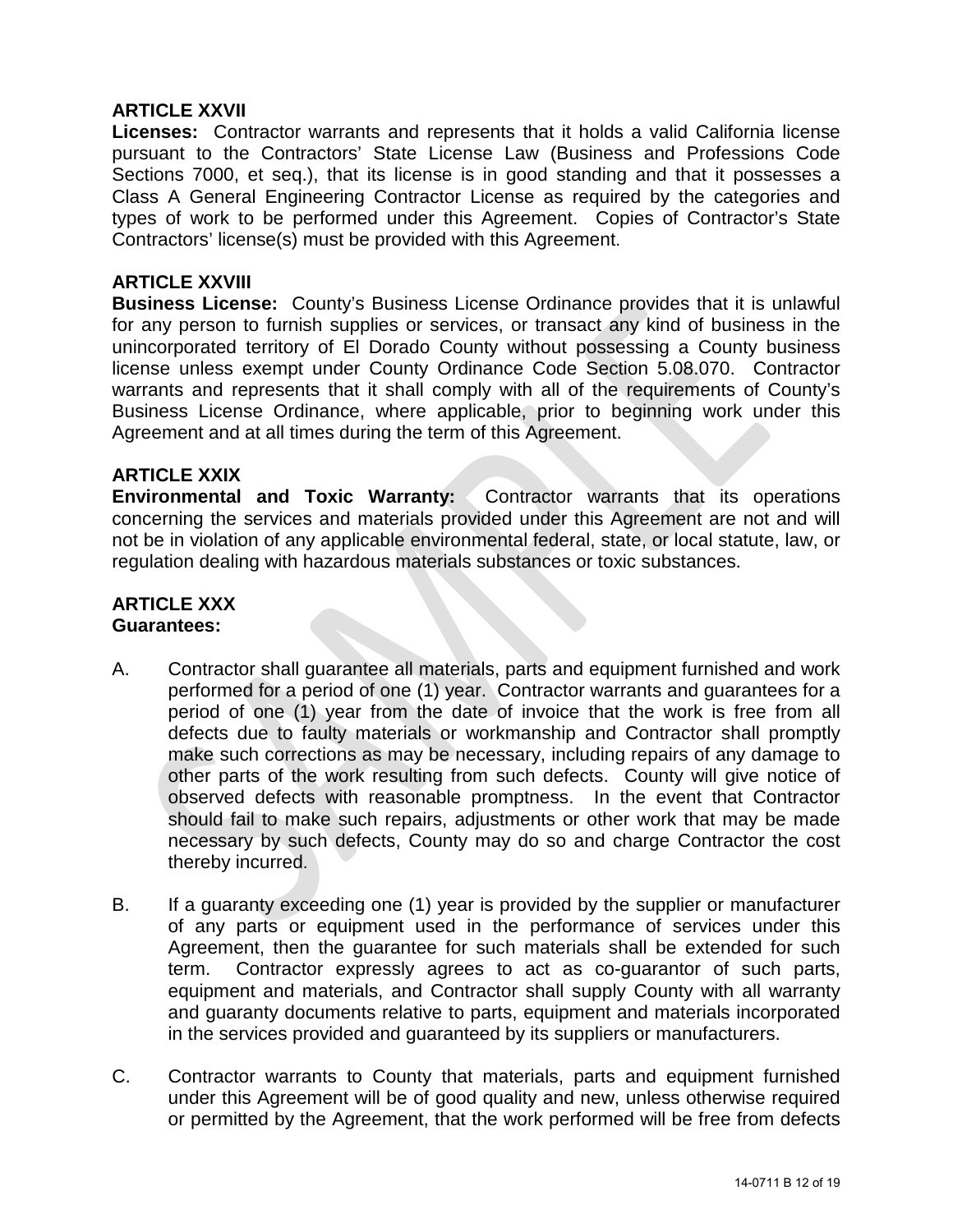**ARTICLE XXVII**

**Licenses:** Contractor warrants and represents that it holds a valid California license pursuant to the Contractors' State License Law (Business and Professions Code Sections 7000, et seq.), that its license is in good standing and that it possesses a Class A General Engineering Contractor License as required by the categories and types of work to be performed under this Agreement. Copies of Contractor's State Contractors' license(s) must be provided with this Agreement.

**ARTICLE XXVIII**

**Business License:** County's Business License Ordinance provides that it is unlawful for any person to furnish supplies or services, or transact any kind of business in the unincorporated territory of El Dorado County without possessing a County business license unless exempt under County Ordinance Code Section 5.08.070. Contractor warrants and represents that it shall comply with all of the requirements of County's Business License Ordinance, where applicable, prior to beginning work under this Agreement and at all times during the term of this Agreement.

**ARTICLE XXIX**

**Environmental and Toxic Warranty:** Contractor warrants that its operations concerning the services and materials provided under this Agreement are not and will not be in violation of any applicable environmental federal, state, or local statute, law, or regulation dealing with hazardous materials substances or toxic substances.

**ARTICLE XXX**

**Guarantees:**

A. Contractor shall guarantee all materials, parts and equipment furnished and work performed for a period of one (1) year. Contractor warrants and guarantees for a period of one (1) year from the date of invoice that the work is free from all defects due to faulty materials or workmanship and Contractor shall promptly make such corrections as may be necessary, including repairs of any damage to other parts of the work resulting from such defects. County will give notice of observed defects with reasonable promptness. In the event that Contractor should fail to make such repairs, adjustments or other work that may be made necessary by such defects, County may do so and charge Contractor the cost thereby incurred.

B. If a guaranty exceeding one (1) year is provided by the supplier or manufacturer of any parts or equipment used in the performance of services under this Agreement, then the guarantee for such materials shall be extended for such term. Contractor expressly agrees to act as co-guarantor of such parts, equipment and materials, and Contractor shall supply County with all warranty and guaranty documents relative to parts, equipment and materials incorporated in the services provided and guaranteed by its suppliers or manufacturers.

C. Contractor warrants to County that materials, parts and equipment furnished under this Agreement will be of good quality and new, unless otherwise required or permitted by the Agreement, that the work performed will be free from defects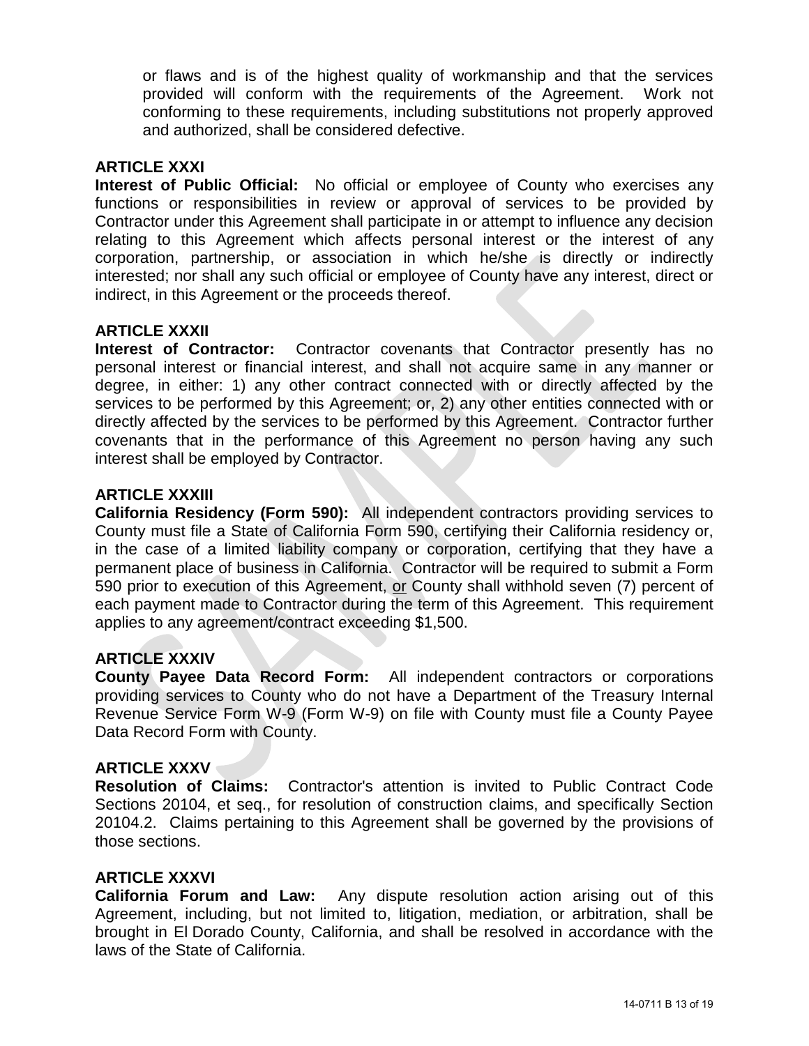or flaws and is of the highest quality of workmanship and that the services provided will conform with the requirements of the Agreement. Work not conforming to these requirements, including substitutions not properly approved and authorized, shall be considered defective.

**ARTICLE XXXI**

**Interest of Public Official:** No official or employee of County who exercises any functions or responsibilities in review or approval of services to be provided by Contractor under this Agreement shall participate in or attempt to influence any decision relating to this Agreement which affects personal interest or the interest of any corporation, partnership, or association in which he/she is directly or indirectly interested; nor shall any such official or employee of County have any interest, direct or indirect, in this Agreement or the proceeds thereof.

**ARTICLE XXXII**

**Interest of Contractor:** Contractor covenants that Contractor presently has no personal interest or financial interest, and shall not acquire same in any manner or degree, in either: 1) any other contract connected with or directly affected by the services to be performed by this Agreement; or, 2) any other entities connected with or directly affected by the services to be performed by this Agreement. Contractor further covenants that in the performance of this Agreement no person having any such interest shall be employed by Contractor.

**ARTICLE XXXIII**

**California Residency (Form 590):** All independent contractors providing services to County must file a State of California Form 590, certifying their California residency or, in the case of a limited liability company or corporation, certifying that they have a permanent place of business in California. Contractor will be required to submit a Form 590 prior to execution of this Agreement, <u>or</u> County shall withhold seven (7) percent of each payment made to Contractor during the term of this Agreement. This requirement applies to any agreement/contract exceeding $1,500.

**ARTICLE XXXIV**

**County Payee Data Record Form:** All independent contractors or corporations providing services to County who do not have a Department of the Treasury Internal Revenue Service Form W-9 (Form W-9) on file with County must file a County Payee Data Record Form with County.

**ARTICLE XXXV**

**Resolution of Claims:** Contractor's attention is invited to Public Contract Code Sections 20104, et seq., for resolution of construction claims, and specifically Section 20104.2. Claims pertaining to this Agreement shall be governed by the provisions of those sections.

**ARTICLE XXXVI**

**California Forum and Law:** Any dispute resolution action arising out of this Agreement, including, but not limited to, litigation, mediation, or arbitration, shall be brought in El Dorado County, California, and shall be resolved in accordance with the laws of the State of California.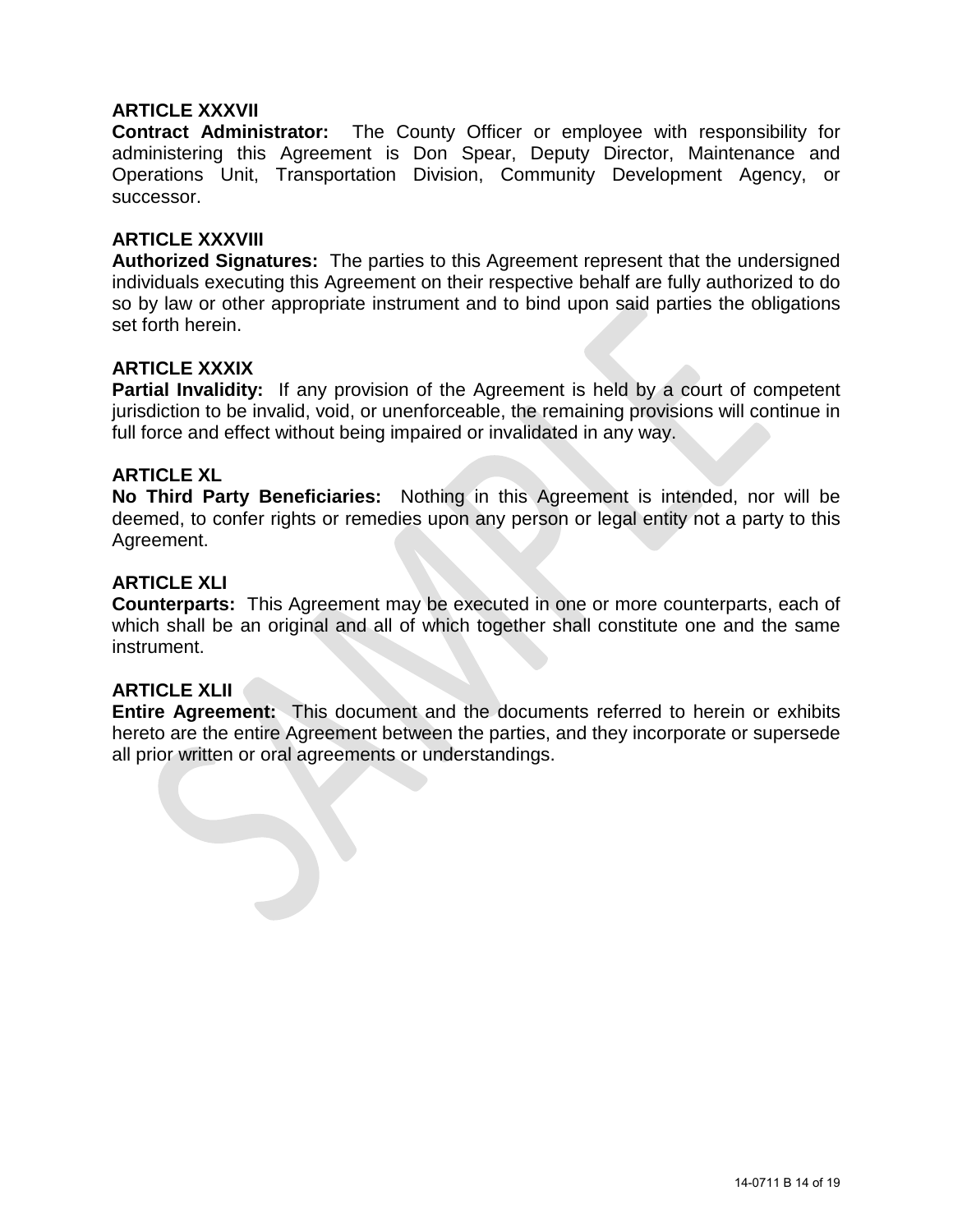**ARTICLE XXXVII**

**Contract Administrator:** The County Officer or employee with responsibility for administering this Agreement is Don Spear, Deputy Director, Maintenance and Operations Unit, Transportation Division, Community Development Agency, or successor.

**ARTICLE XXXVIII**

**Authorized Signatures:** The parties to this Agreement represent that the undersigned individuals executing this Agreement on their respective behalf are fully authorized to do so by law or other appropriate instrument and to bind upon said parties the obligations set forth herein.

**ARTICLE XXXIX**

**Partial Invalidity:** If any provision of the Agreement is held by a court of competent jurisdiction to be invalid, void, or unenforceable, the remaining provisions will continue in full force and effect without being impaired or invalidated in any way.

**ARTICLE XL**

**No Third Party Beneficiaries:** Nothing in this Agreement is intended, nor will be deemed, to confer rights or remedies upon any person or legal entity not a party to this Agreement.

**ARTICLE XLI**

**Counterparts:** This Agreement may be executed in one or more counterparts, each of which shall be an original and all of which together shall constitute one and the same instrument.

**ARTICLE XLII**

**Entire Agreement:** This document and the documents referred to herein or exhibits hereto are the entire Agreement between the parties, and they incorporate or supersede all prior written or oral agreements or understandings.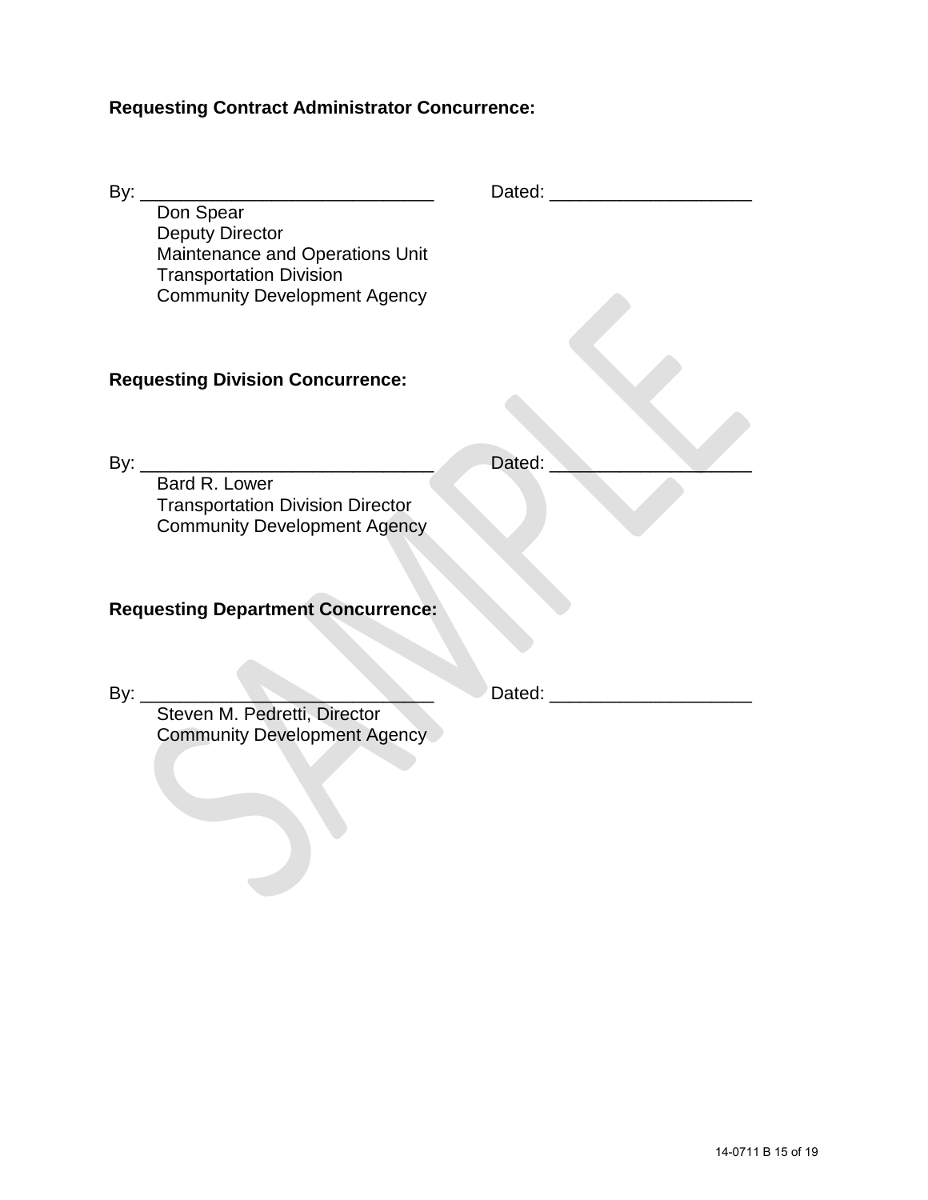**Requesting Contract Administrator Concurrence:**

By: ______________________________ Dated: ____________________

Don Spear
Deputy Director
Maintenance and Operations Unit
Transportation Division
Community Development Agency

**Requesting Division Concurrence:**

By: ______________________________ Dated: ____________________

Bard R. Lower
Transportation Division Director
Community Development Agency

**Requesting Department Concurrence:**

By: ______________________________ Dated: ____________________

Steven M. Pedretti, Director
Community Development Agency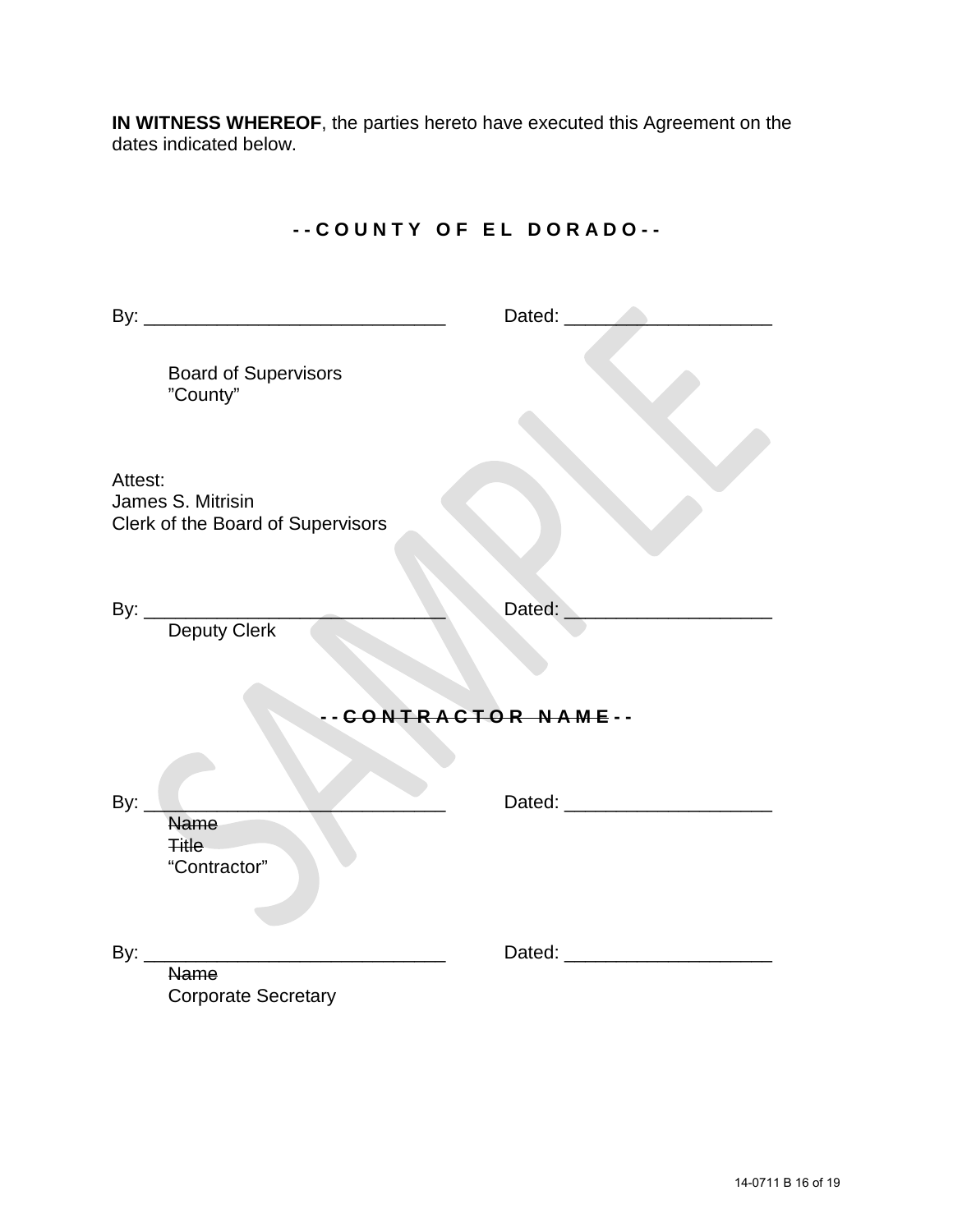**IN WITNESS WHEREOF**, the parties hereto have executed this Agreement on the dates indicated below.

**- - C O U N T Y  O F  E L  D O R A D O - -**

By: ______________________________ Dated: ____________________

Board of Supervisors
"County"

Attest:
James S. Mitrisin
Clerk of the Board of Supervisors

By: ______________________________ Dated: ____________________
Deputy Clerk

**- - ~~C O N T R A C T O R  N A M E~~ - -**

By: ______________________________ Dated: ____________________
~~Name~~
~~Title~~
"Contractor"

By: ______________________________ Dated: ____________________
~~Name~~
Corporate Secretary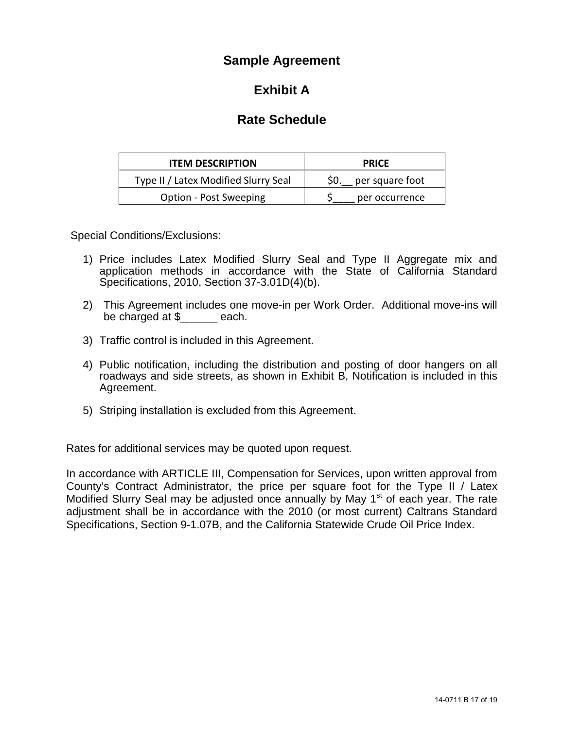# Sample Agreement

## Exhibit A

## Rate Schedule

| ITEM DESCRIPTION | PRICE |
|---|---|
| Type II / Latex Modified Slurry Seal | $0.__ per square foot |
| Option - Post Sweeping | $____ per occurrence |

Special Conditions/Exclusions:

1) Price includes Latex Modified Slurry Seal and Type II Aggregate mix and application methods in accordance with the State of California Standard Specifications, 2010, Section 37-3.01D(4)(b).

2) This Agreement includes one move-in per Work Order. Additional move-ins will be charged at $______ each.

3) Traffic control is included in this Agreement.

4) Public notification, including the distribution and posting of door hangers on all roadways and side streets, as shown in Exhibit B, Notification is included in this Agreement.

5) Striping installation is excluded from this Agreement.

Rates for additional services may be quoted upon request.

In accordance with ARTICLE III, Compensation for Services, upon written approval from County's Contract Administrator, the price per square foot for the Type II / Latex Modified Slurry Seal may be adjusted once annually by May 1st of each year. The rate adjustment shall be in accordance with the 2010 (or most current) Caltrans Standard Specifications, Section 9-1.07B, and the California Statewide Crude Oil Price Index.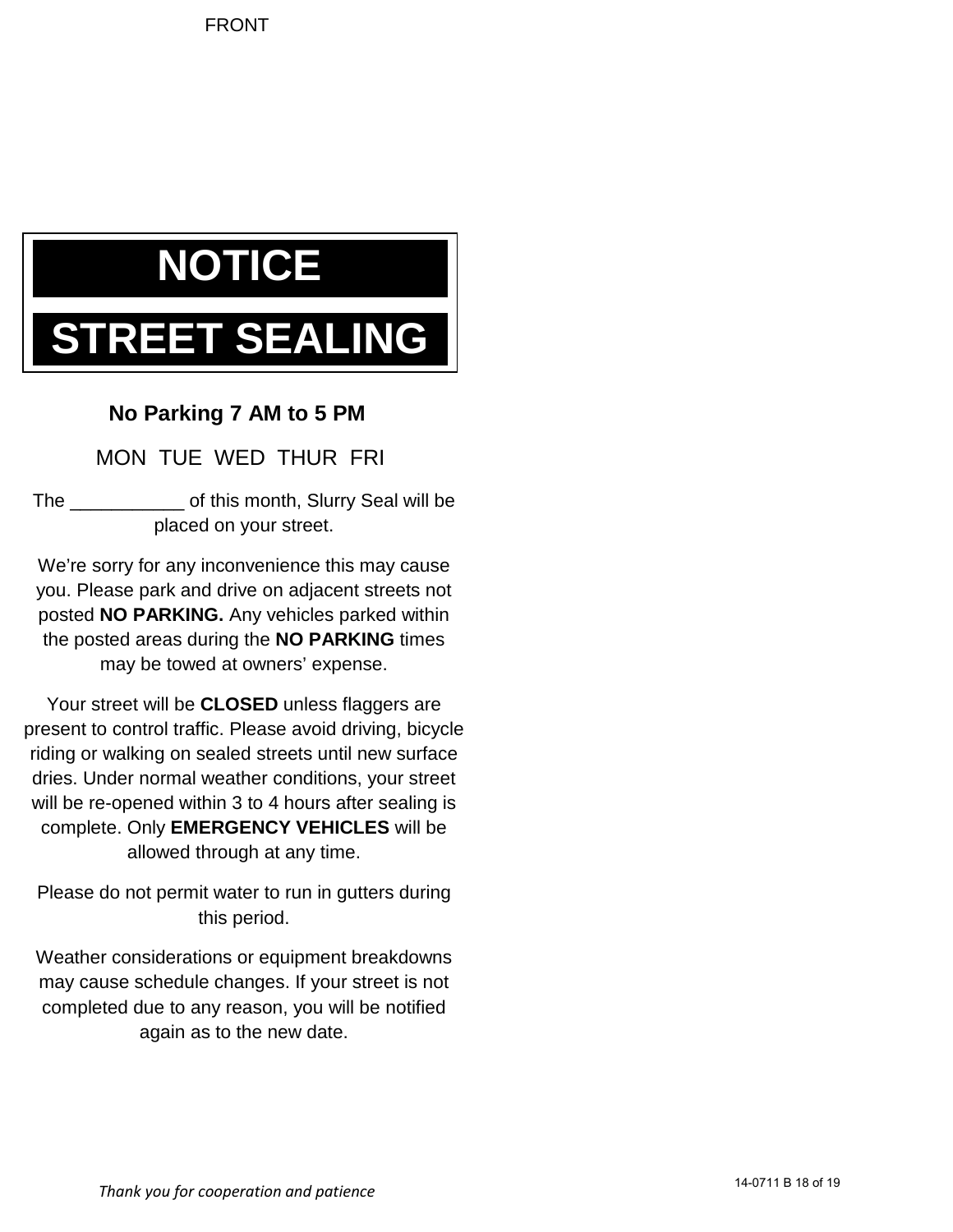FRONT

# NOTICE

# STREET SEALING

**No Parking 7 AM to 5 PM**

MON TUE WED THUR FRI

The ___________ of this month, Slurry Seal will be placed on your street.

We're sorry for any inconvenience this may cause you. Please park and drive on adjacent streets not posted **NO PARKING.** Any vehicles parked within the posted areas during the **NO PARKING** times may be towed at owners' expense.

Your street will be **CLOSED** unless flaggers are present to control traffic. Please avoid driving, bicycle riding or walking on sealed streets until new surface dries. Under normal weather conditions, your street will be re-opened within 3 to 4 hours after sealing is complete. Only **EMERGENCY VEHICLES** will be allowed through at any time.

Please do not permit water to run in gutters during this period.

Weather considerations or equipment breakdowns may cause schedule changes. If your street is not completed due to any reason, you will be notified again as to the new date.

*Thank you for cooperation and patience*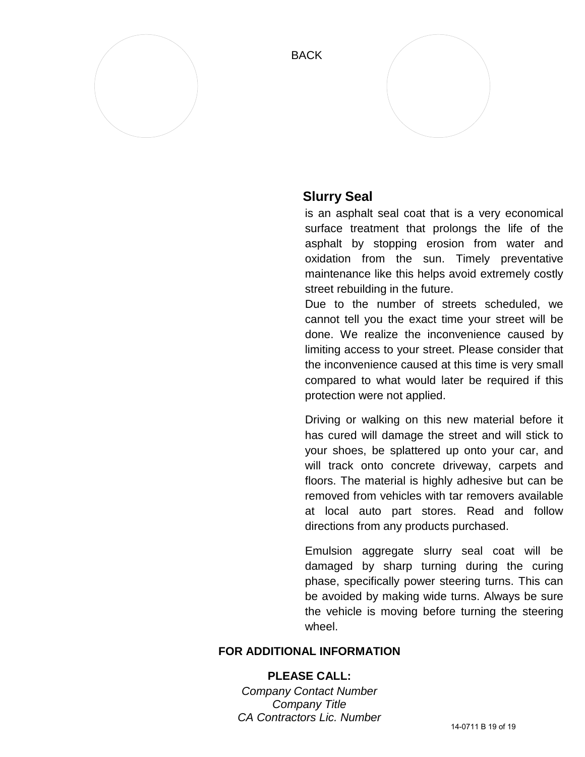BACK

## Slurry Seal

is an asphalt seal coat that is a very economical surface treatment that prolongs the life of the asphalt by stopping erosion from water and oxidation from the sun. Timely preventative maintenance like this helps avoid extremely costly street rebuilding in the future.

Due to the number of streets scheduled, we cannot tell you the exact time your street will be done. We realize the inconvenience caused by limiting access to your street. Please consider that the inconvenience caused at this time is very small compared to what would later be required if this protection were not applied.

Driving or walking on this new material before it has cured will damage the street and will stick to your shoes, be splattered up onto your car, and will track onto concrete driveway, carpets and floors. The material is highly adhesive but can be removed from vehicles with tar removers available at local auto part stores. Read and follow directions from any products purchased.

Emulsion aggregate slurry seal coat will be damaged by sharp turning during the curing phase, specifically power steering turns. This can be avoided by making wide turns. Always be sure the vehicle is moving before turning the steering wheel.

**FOR ADDITIONAL INFORMATION**

**PLEASE CALL:**

*Company Contact Number*
*Company Title*
*CA Contractors Lic. Number*

14-0711 B